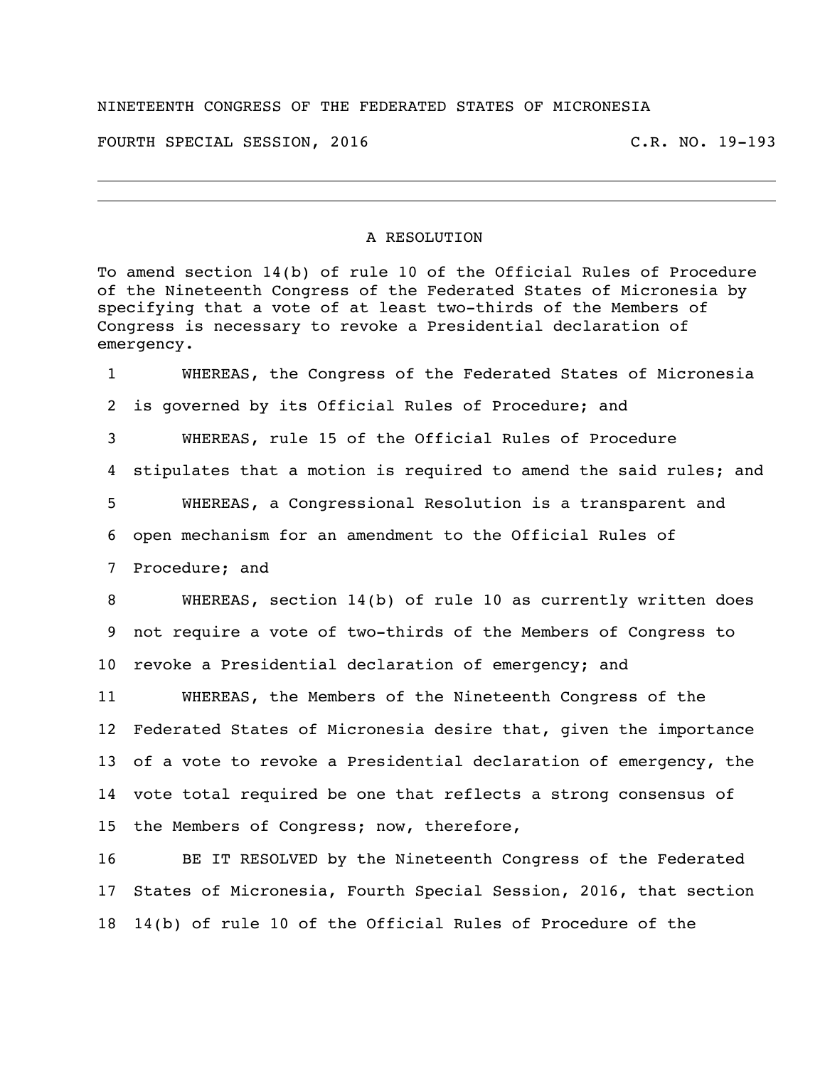NINETEENTH CONGRESS OF THE FEDERATED STATES OF MICRONESIA

FOURTH SPECIAL SESSION, 2016 C.R. NO. 19-193

---

## A RESOLUTION

To amend section 14(b) of rule 10 of the Official Rules of Procedure of the Nineteenth Congress of the Federated States of Micronesia by specifying that a vote of at least two-thirds of the Members of Congress is necessary to revoke a Presidential declaration of emergency.

1 WHEREAS, the Congress of the Federated States of Micronesia
2 is governed by its Official Rules of Procedure; and
3 WHEREAS, rule 15 of the Official Rules of Procedure
4 stipulates that a motion is required to amend the said rules; and
5 WHEREAS, a Congressional Resolution is a transparent and
6 open mechanism for an amendment to the Official Rules of
7 Procedure; and
8 WHEREAS, section 14(b) of rule 10 as currently written does
9 not require a vote of two-thirds of the Members of Congress to
10 revoke a Presidential declaration of emergency; and
11 WHEREAS, the Members of the Nineteenth Congress of the
12 Federated States of Micronesia desire that, given the importance
13 of a vote to revoke a Presidential declaration of emergency, the
14 vote total required be one that reflects a strong consensus of
15 the Members of Congress; now, therefore,
16 BE IT RESOLVED by the Nineteenth Congress of the Federated
17 States of Micronesia, Fourth Special Session, 2016, that section
18 14(b) of rule 10 of the Official Rules of Procedure of the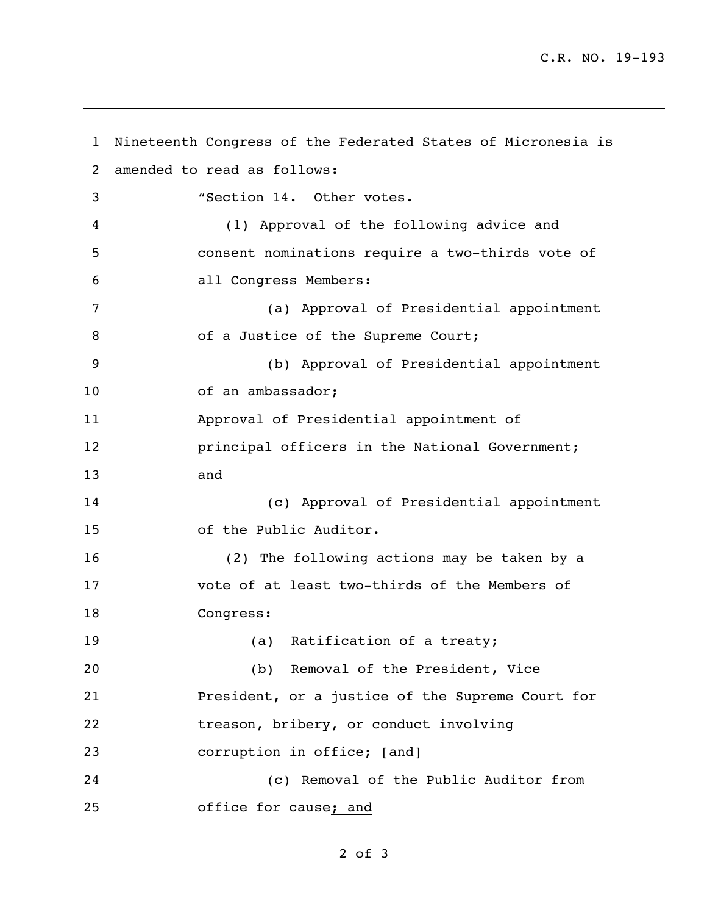Nineteenth Congress of the Federated States of Micronesia is amended to read as follows:

"Section 14. Other votes.

(1) Approval of the following advice and consent nominations require a two-thirds vote of all Congress Members:

(a) Approval of Presidential appointment of a Justice of the Supreme Court;

(b) Approval of Presidential appointment of an ambassador;

Approval of Presidential appointment of principal officers in the National Government; and

(c) Approval of Presidential appointment of the Public Auditor.

(2) The following actions may be taken by a vote of at least two-thirds of the Members of Congress:

(a) Ratification of a treaty;

(b) Removal of the President, Vice President, or a justice of the Supreme Court for treason, bribery, or conduct involving corruption in office; [~~and~~]

(c) Removal of the Public Auditor from office for cause<u>; and</u>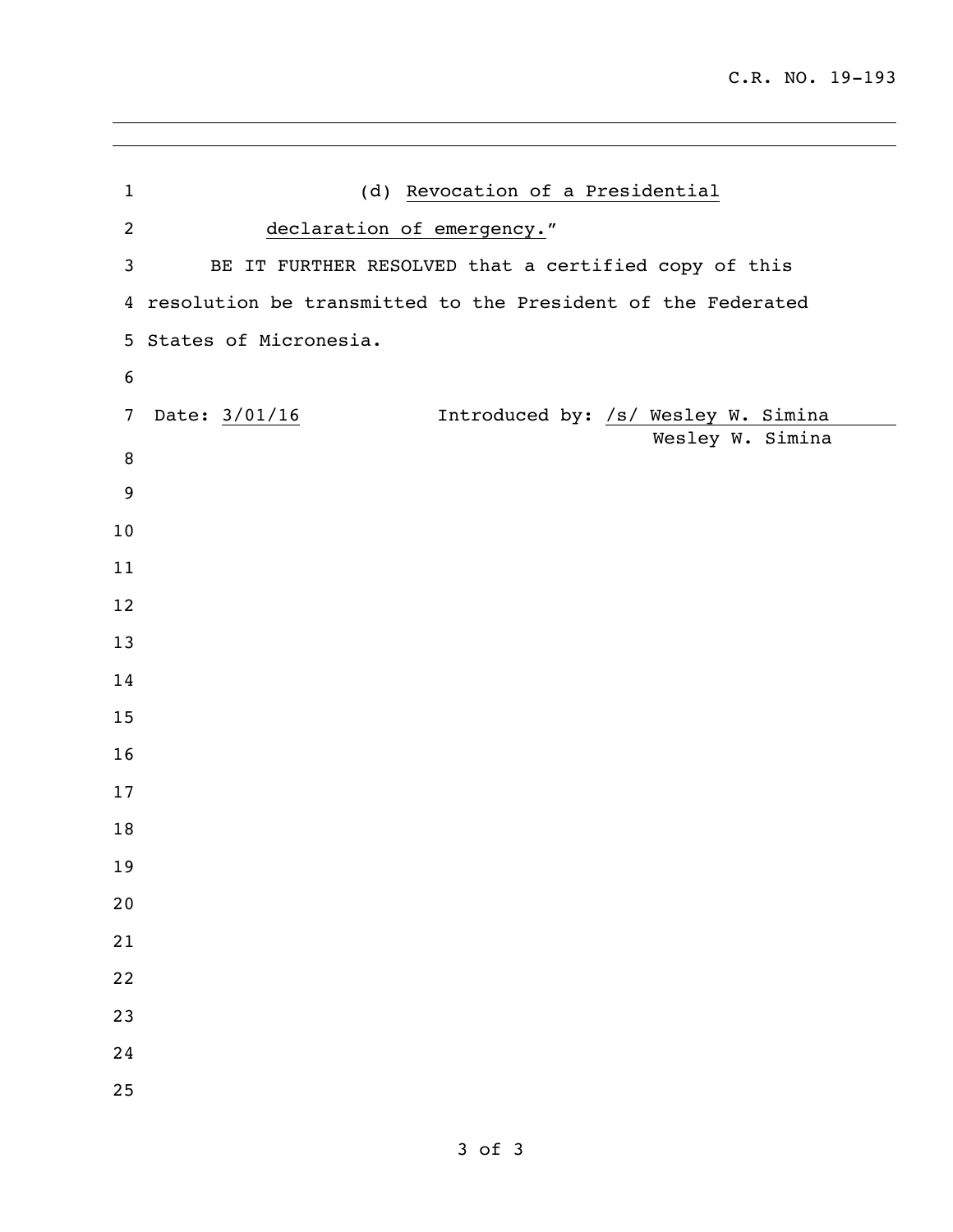(d) <u>Revocation of a Presidential declaration of emergency.</u>"

BE IT FURTHER RESOLVED that a certified copy of this resolution be transmitted to the President of the Federated States of Micronesia.

Date: <u>3/01/16</u>

Introduced by: <u>/s/ Wesley W. Simina</u>
Wesley W. Simina